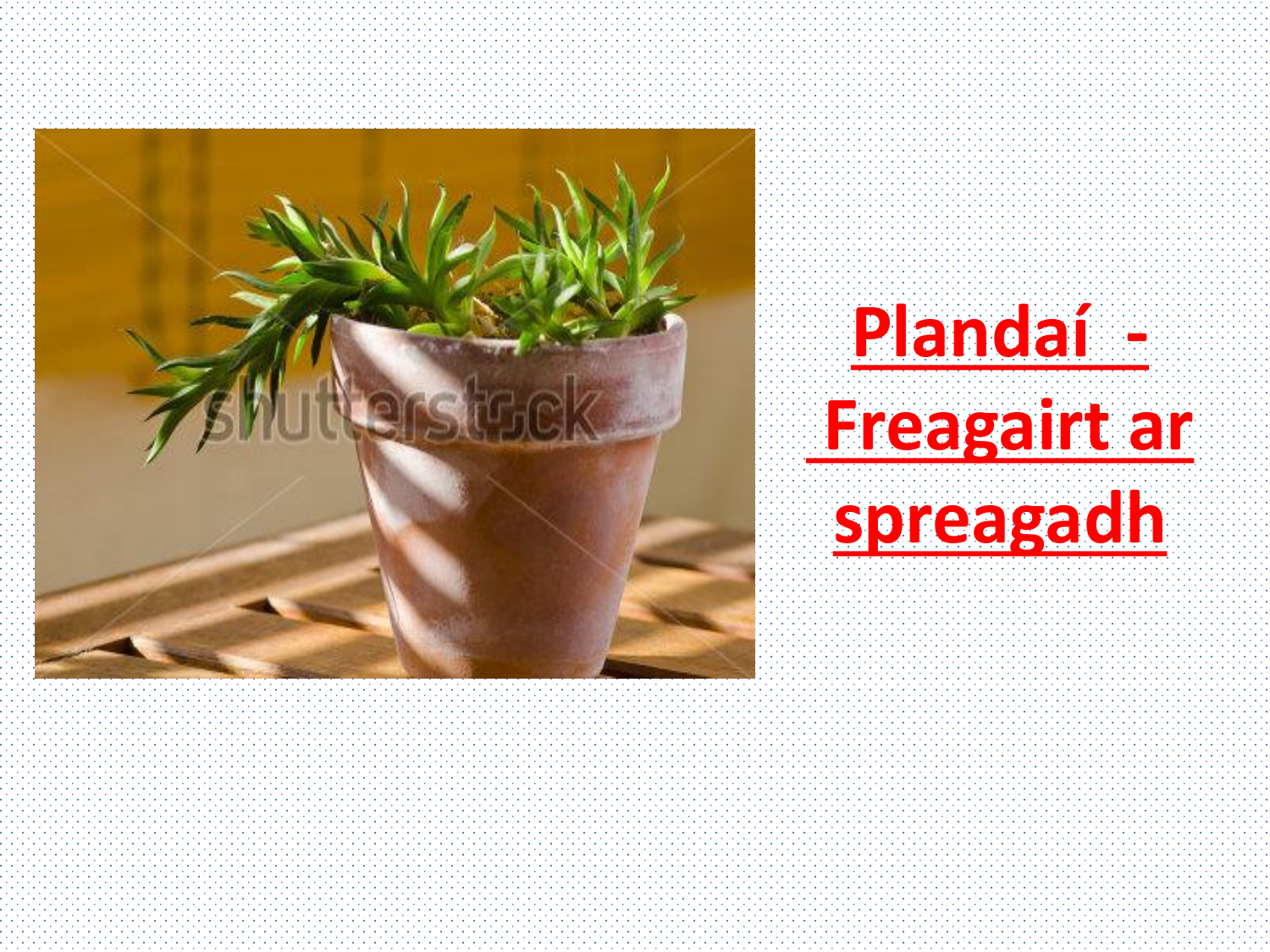# Plandaí - Freagairt ar spreagadh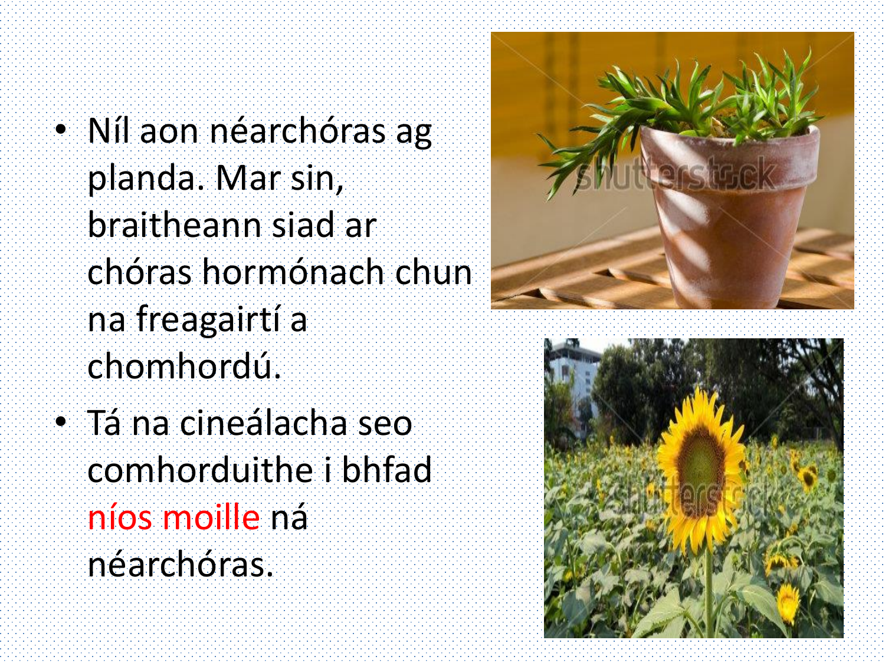- Níl aon néarchóras ag planda. Mar sin, braitheann siad ar chóras hormónach chun na freagairtí a chomhordú.
- Tá na cineálacha seo comhorduithe i bhfad níos moille ná néarchóras.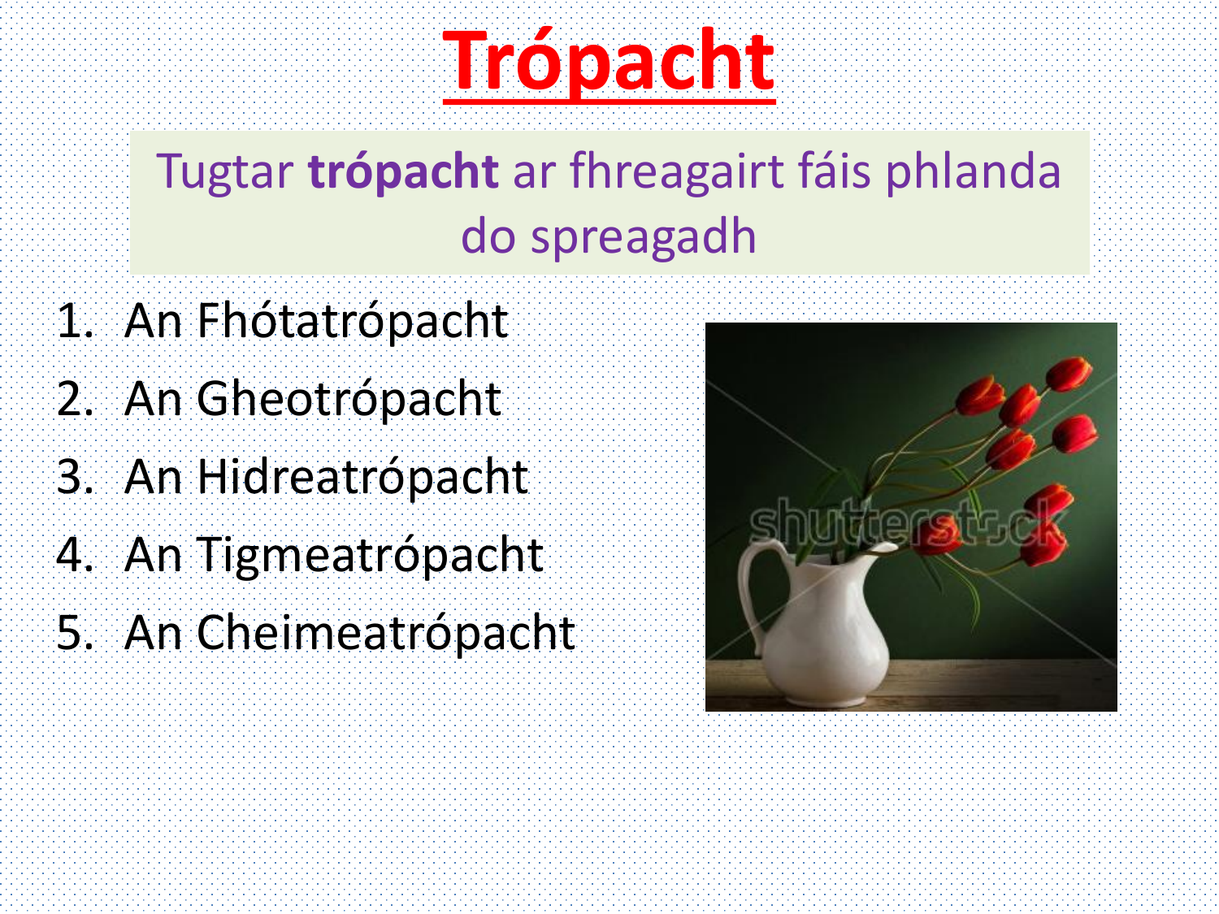# Trópacht

Tugtar **trópacht** ar fhreagairt fáis phlanda do spreagadh

1. An Fhótatrópacht
2. An Gheotrópacht
3. An Hidreatrópacht
4. An Tigmeatrópacht
5. An Cheimeatrópacht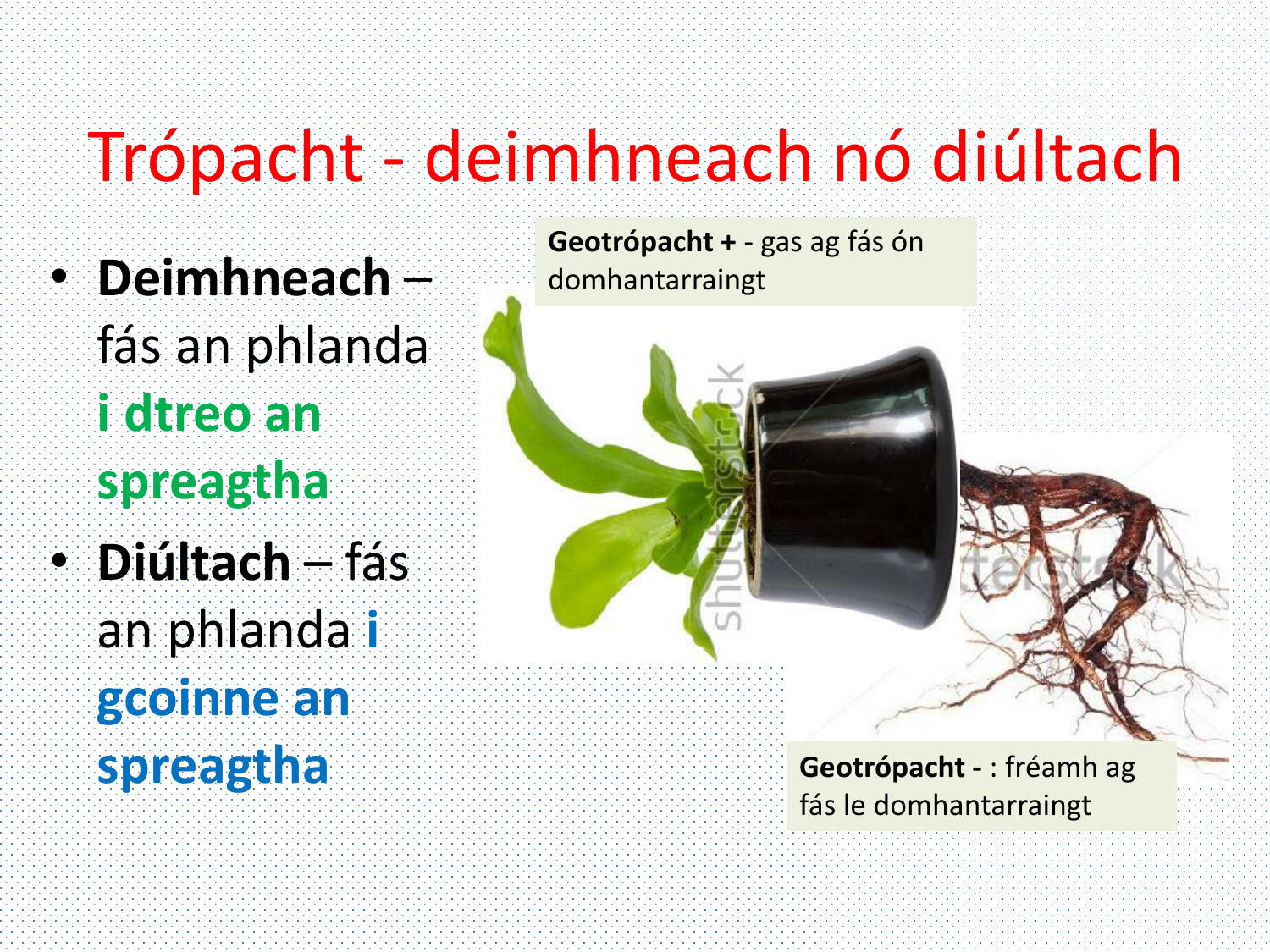# Trópacht - deimhneach nó diúltach

- **Deimhneach** – fás an phlanda **i dtreo an spreagtha**
- **Diúltach** – fás an phlanda **i gcoinne an spreagtha**

**Geotrópacht +** - gas ag fás ón domhantarraingt

**Geotrópacht -** : fréamh ag fás le domhantarraingt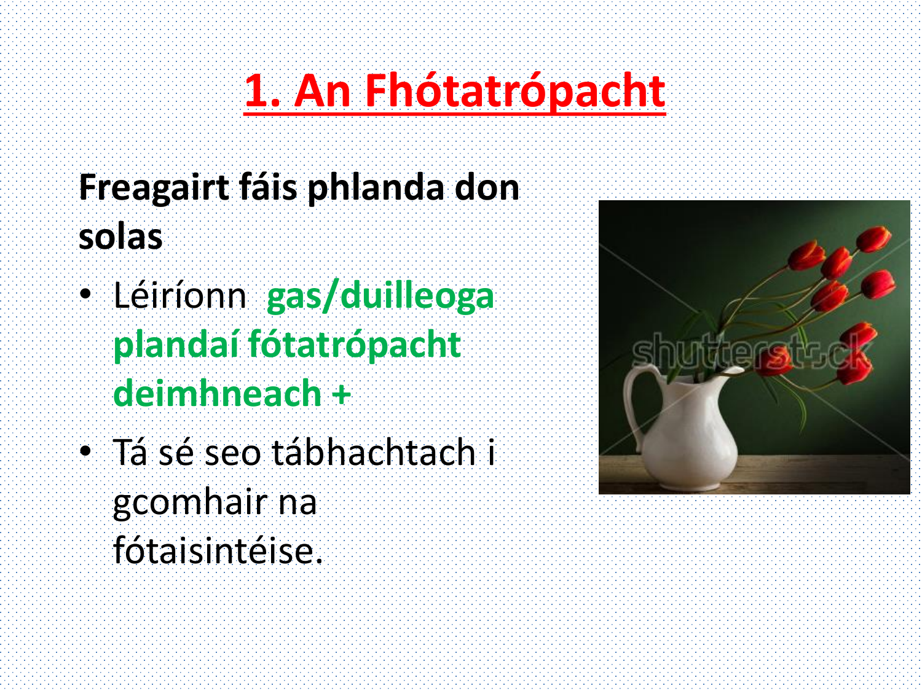# 1. An Fhótatrópacht

**Freagairt fáis phlanda don solas**

- Léiríonn **gas/duilleoga plandaí fótatrópacht deimhneach +**
- Tá sé seo tábhachtach i gcomhair na fótaisintéise.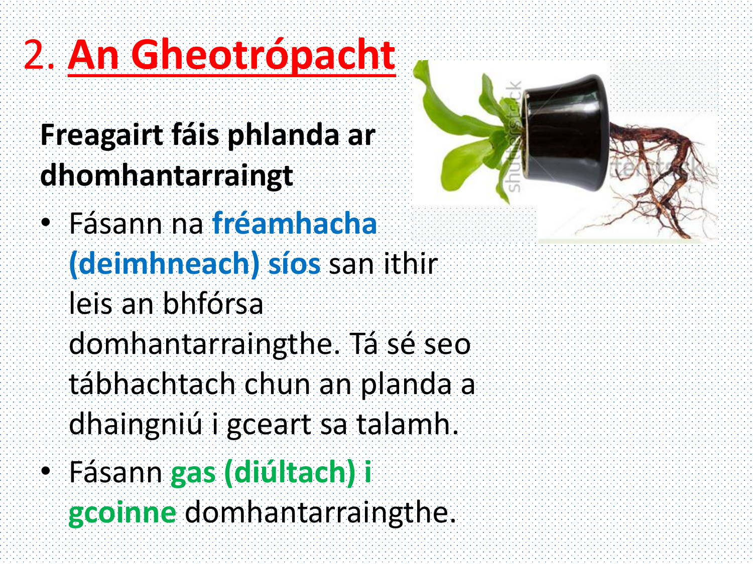# 2. An Gheotrópacht

**Freagairt fáis phlanda ar dhomhantarraingt**

- Fásann na **fréamhacha (deimhneach) síos** san ithir leis an bhfórsa domhantarraingthe. Tá sé seo tábhachtach chun an planda a dhaingniú i gceart sa talamh.
- Fásann **gas (diúltach) i gcoinne** domhantarraingthe.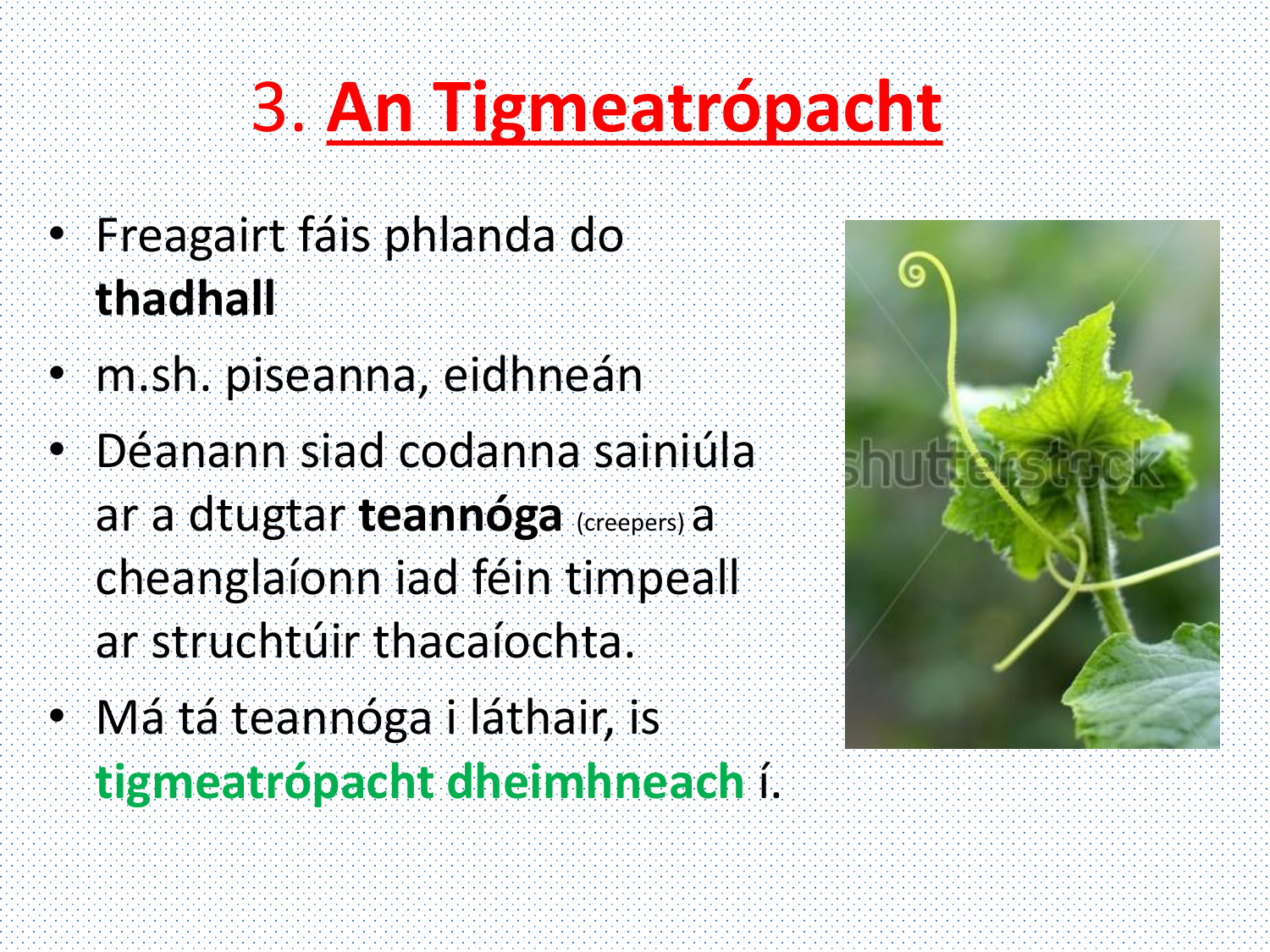# 3. An Tigmeatrópacht

- Freagairt fáis phlanda do **thadhall**
- m.sh. piseanna, eidhneán
- Déanann siad codanna sainiúla ar a dtugtar **teannóga** (creepers) a cheanglaíonn iad féin timpeall ar struchtúir thacaíochta.
- Má tá teannóga i láthair, is **tigmeatrópacht dheimhneach** í.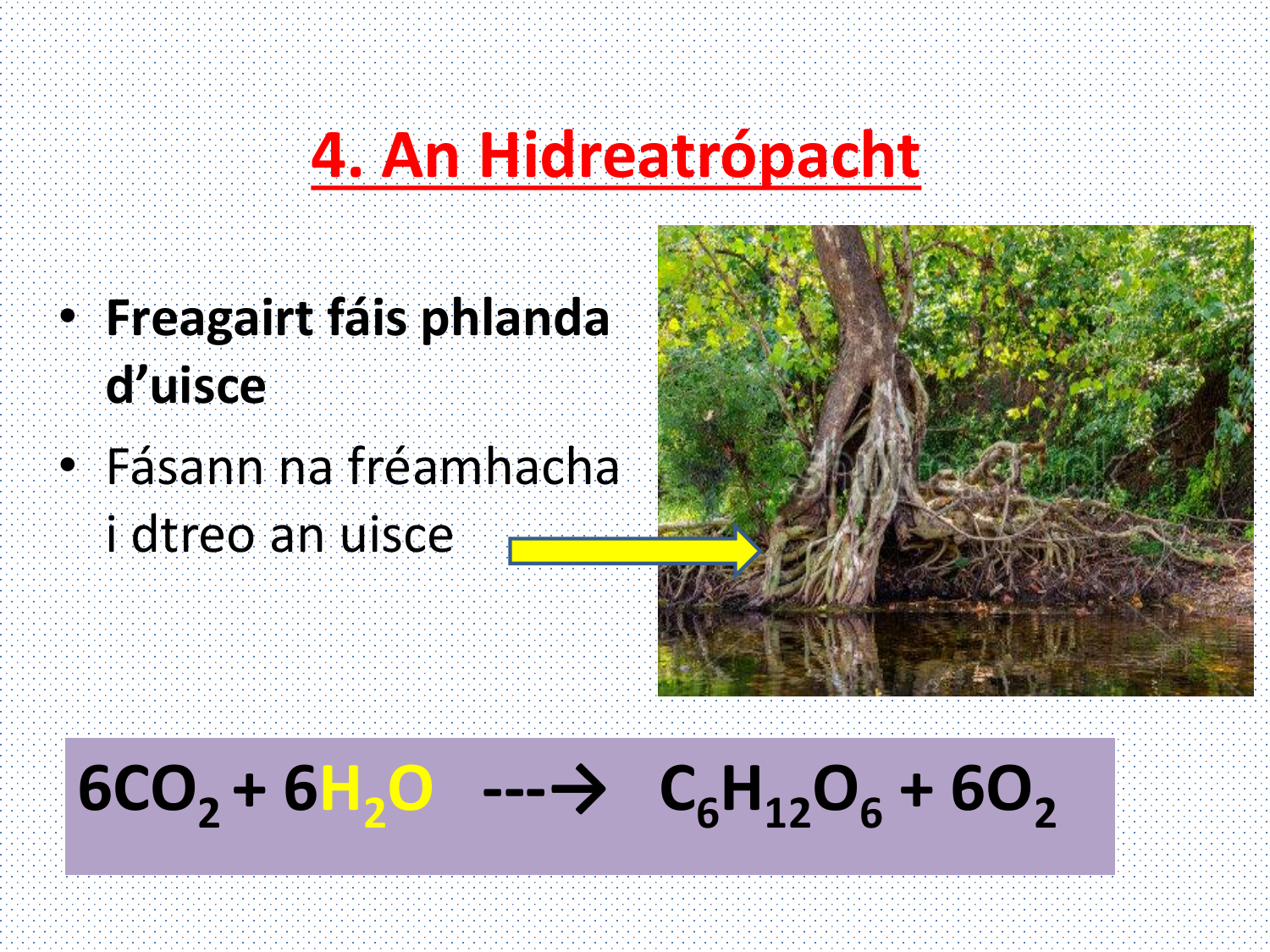# 4. An Hidreatrópacht

- **Freagairt fáis phlanda d'uisce**
- Fásann na fréamhacha i dtreo an uisce

$$6CO_2 + 6H_2O \dashrightarrow C_6H_{12}O_6 + 6O_2$$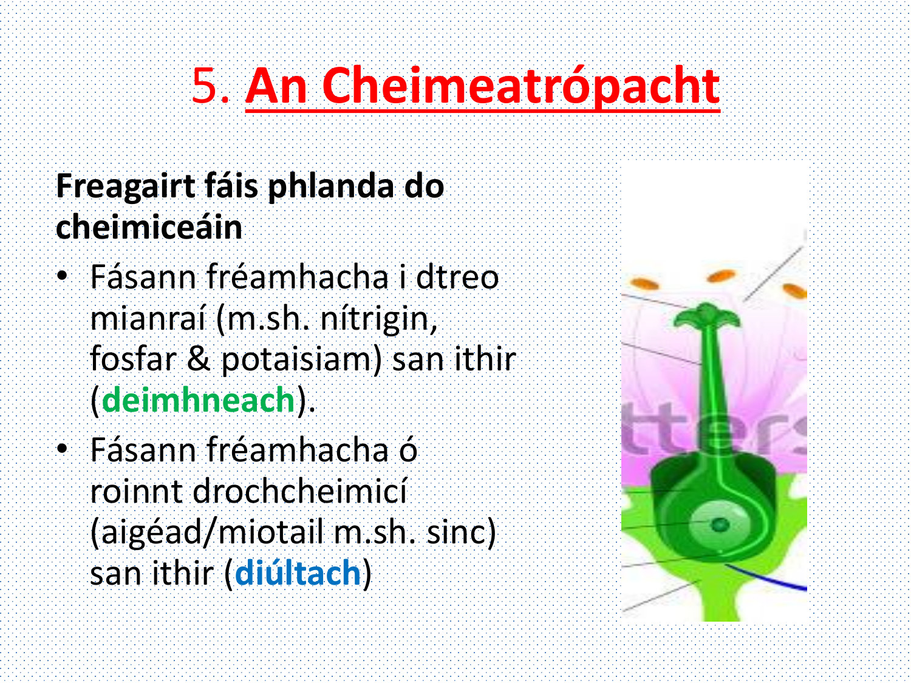# 5. An Cheimeatrópacht

**Freagairt fáis phlanda do cheimiceáin**

- Fásann fréamhacha i dtreo mianraí (m.sh. nítrigin, fosfar & potaisiam) san ithir (**deimhneach**).
- Fásann fréamhacha ó roinnt drochcheimicí (aigéad/miotail m.sh. sinc) san ithir (**diúltach**)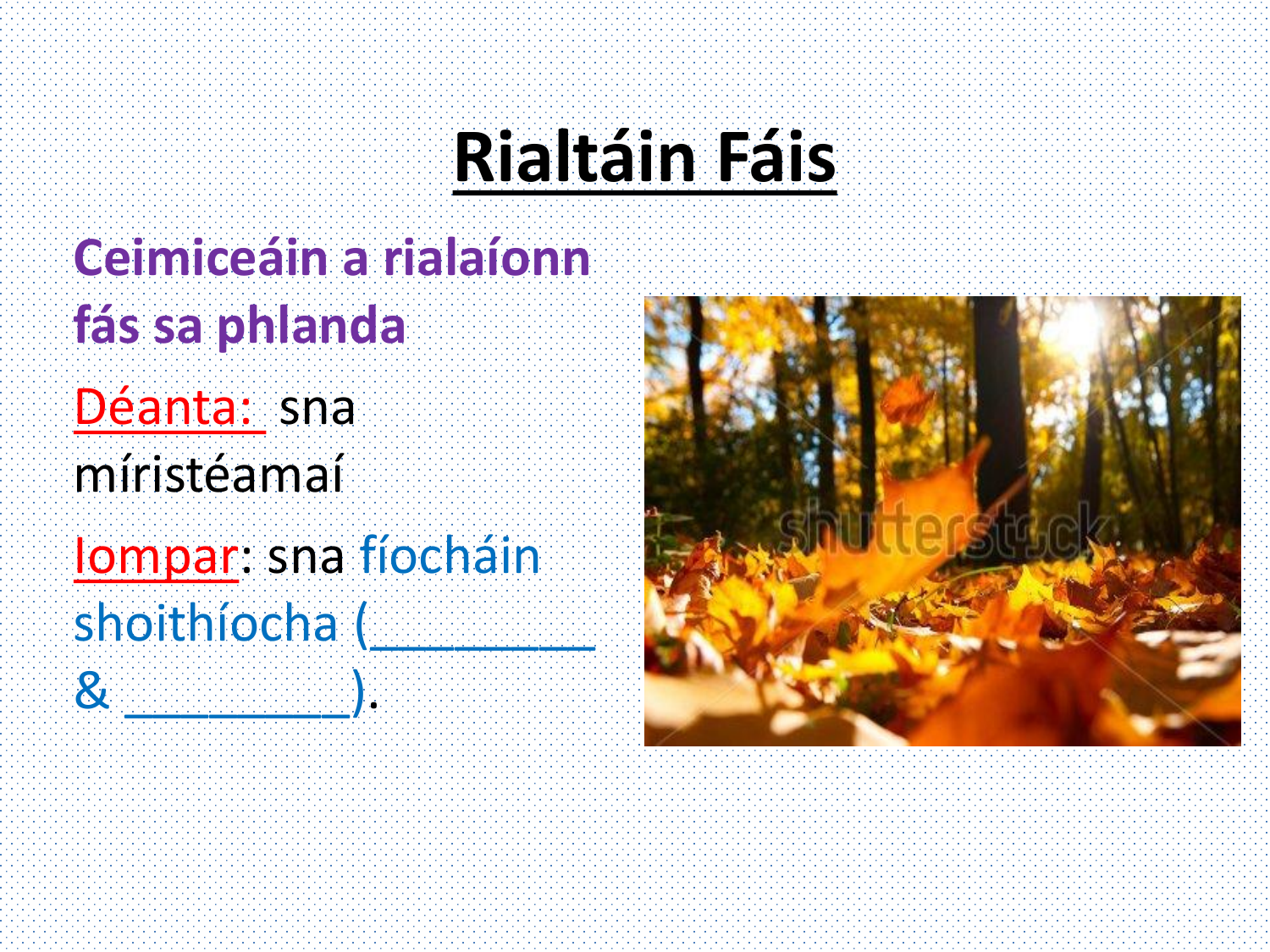# Rialtáin Fáis

**Ceimiceáin a rialaíonn fás sa phlanda**

Déanta: sna míristéamaí

Iompar: sna fíocháin shoithíocha (__________ & _________).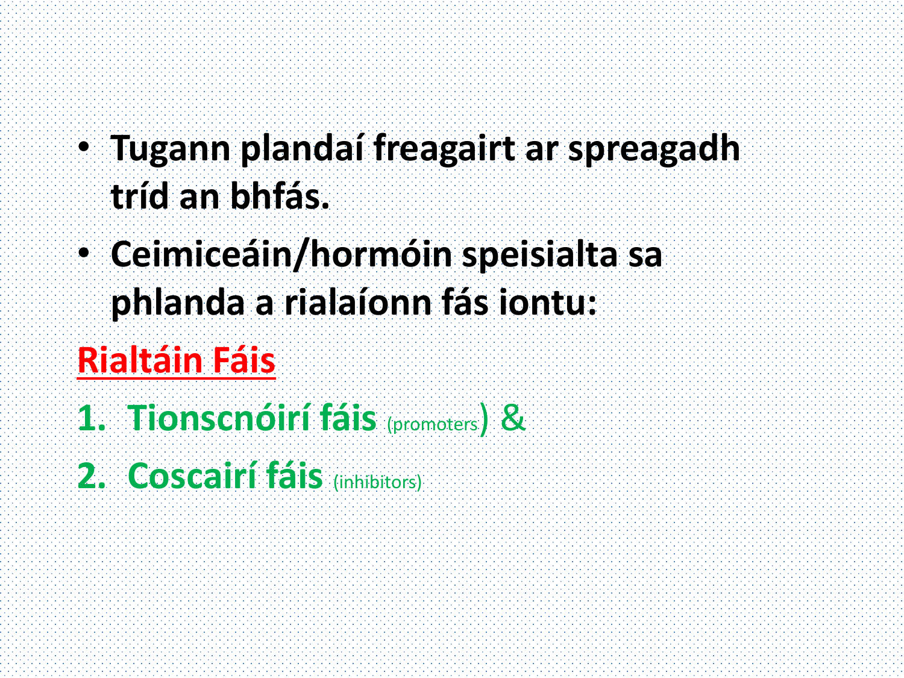- **Tugann plandaí freagairt ar spreagadh tríd an bhfás.**
- **Ceimiceáin/hormóin speisialta sa phlanda a rialaíonn fás iontu:**

## Rialtáin Fáis

1. **Tionscnóirí fáis** (promoters) &
2. **Coscairí fáis** (inhibitors)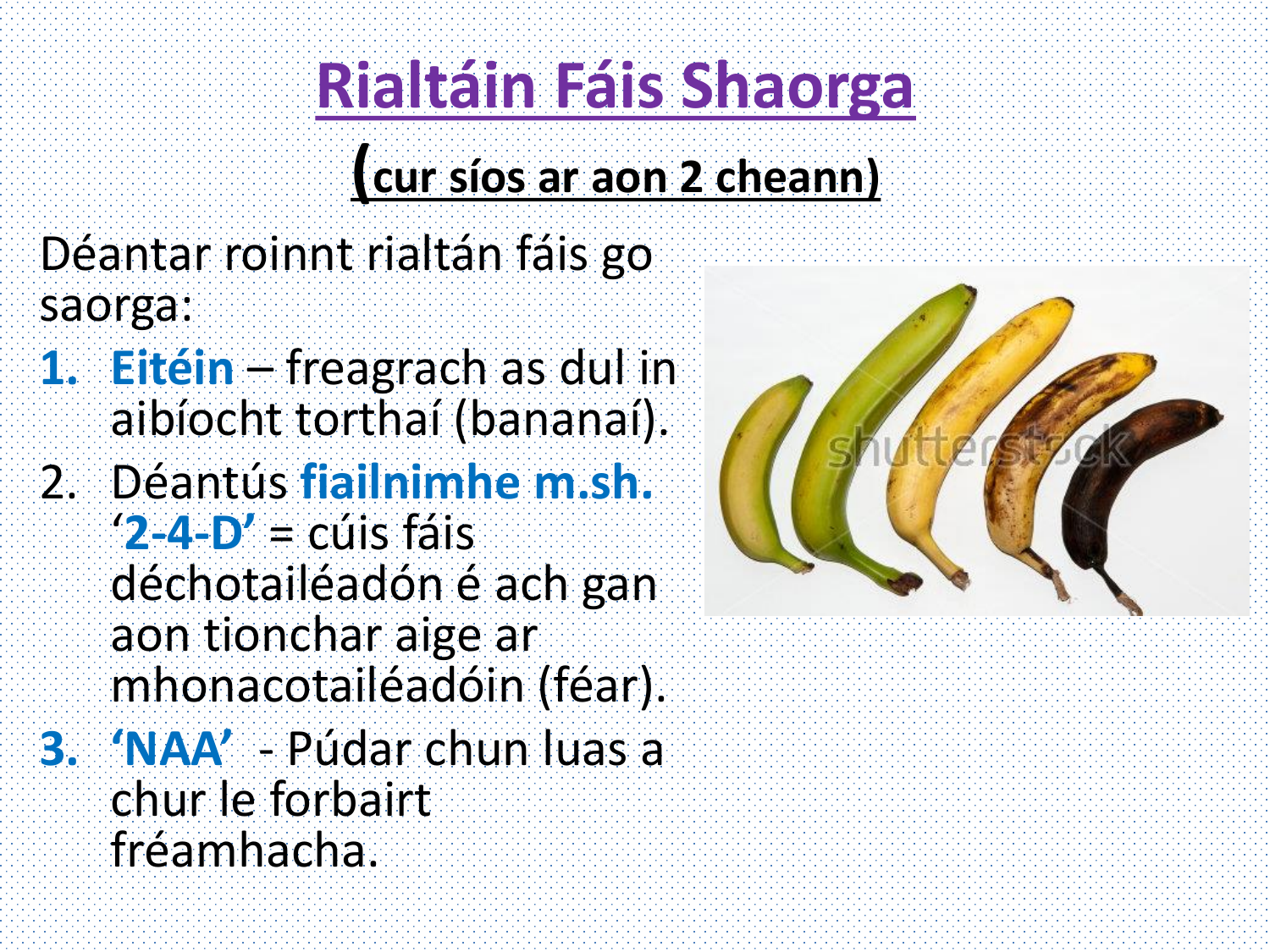# Rialtáin Fáis Shaorga

## (cur síos ar aon 2 cheann)

Déantar roinnt rialtán fáis go saorga:

1. **Eitéin** – freagrach as dul in aibíocht torthaí (bananaí).
2. Déantús **fiailnimhe m.sh.** '**2-4-D**' = cúis fáis déchotailéadón é ach gan aon tionchar aige ar mhonacotailéadóin (féar).
3. **'NAA'** - Púdar chun luas a chur le forbairt fréamhacha.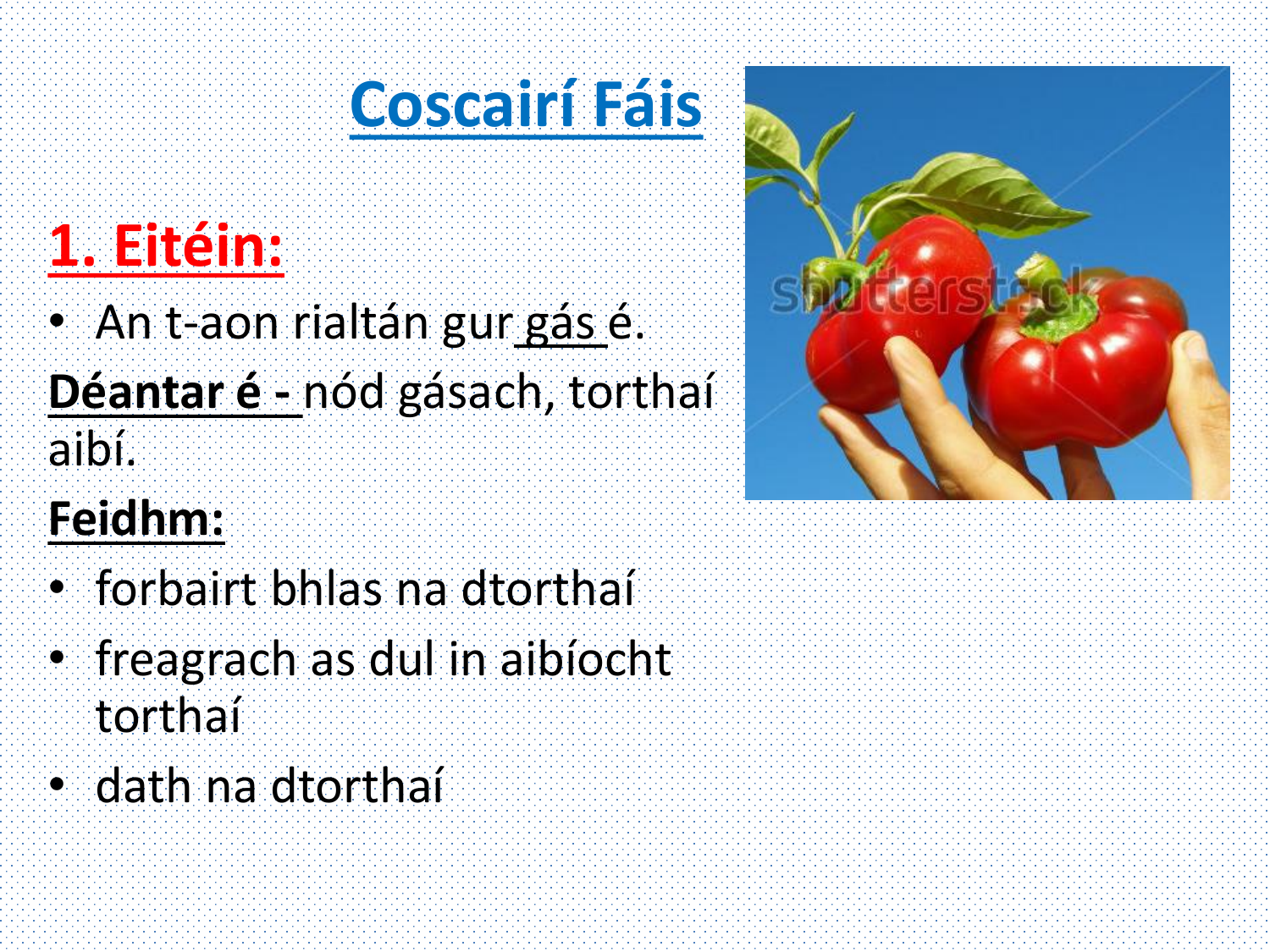# Coscairí Fáis

## 1. Eitéin:

- An t-aon rialtán gur gás é.

**Déantar é -** nód gásach, torthaí aibí.

**Feidhm:**

- forbairt bhlas na dtorthaí
- freagrach as dul in aibíocht torthaí
- dath na dtorthaí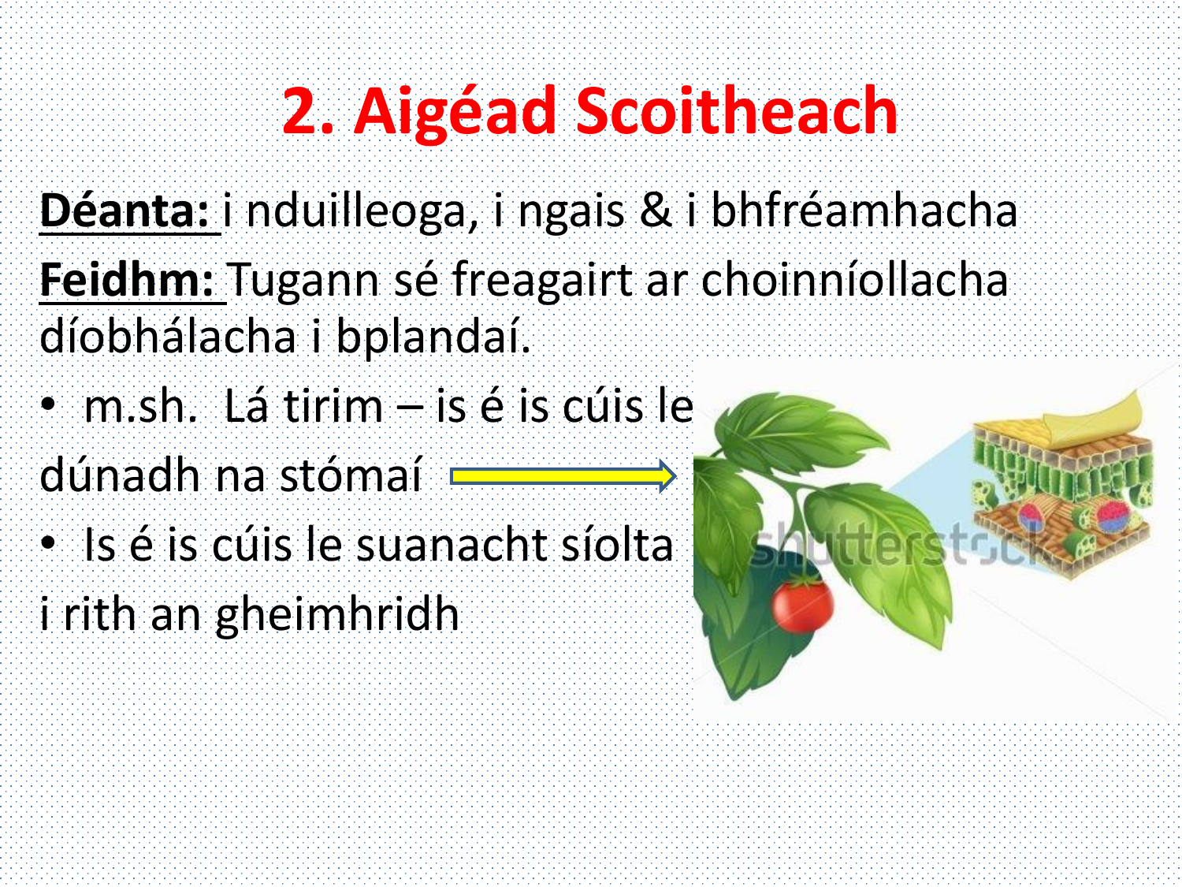# 2. Aigéad Scoitheach

**Déanta:** i nduilleoga, i ngais & i bhfréamhacha

**Feidhm:** Tugann sé freagairt ar choinníollacha díobhálacha i bplandaí.

- m.sh. Lá tirim – is é is cúis le dúnadh na stómaí
- Is é is cúis le suanacht síolta i rith an gheimhridh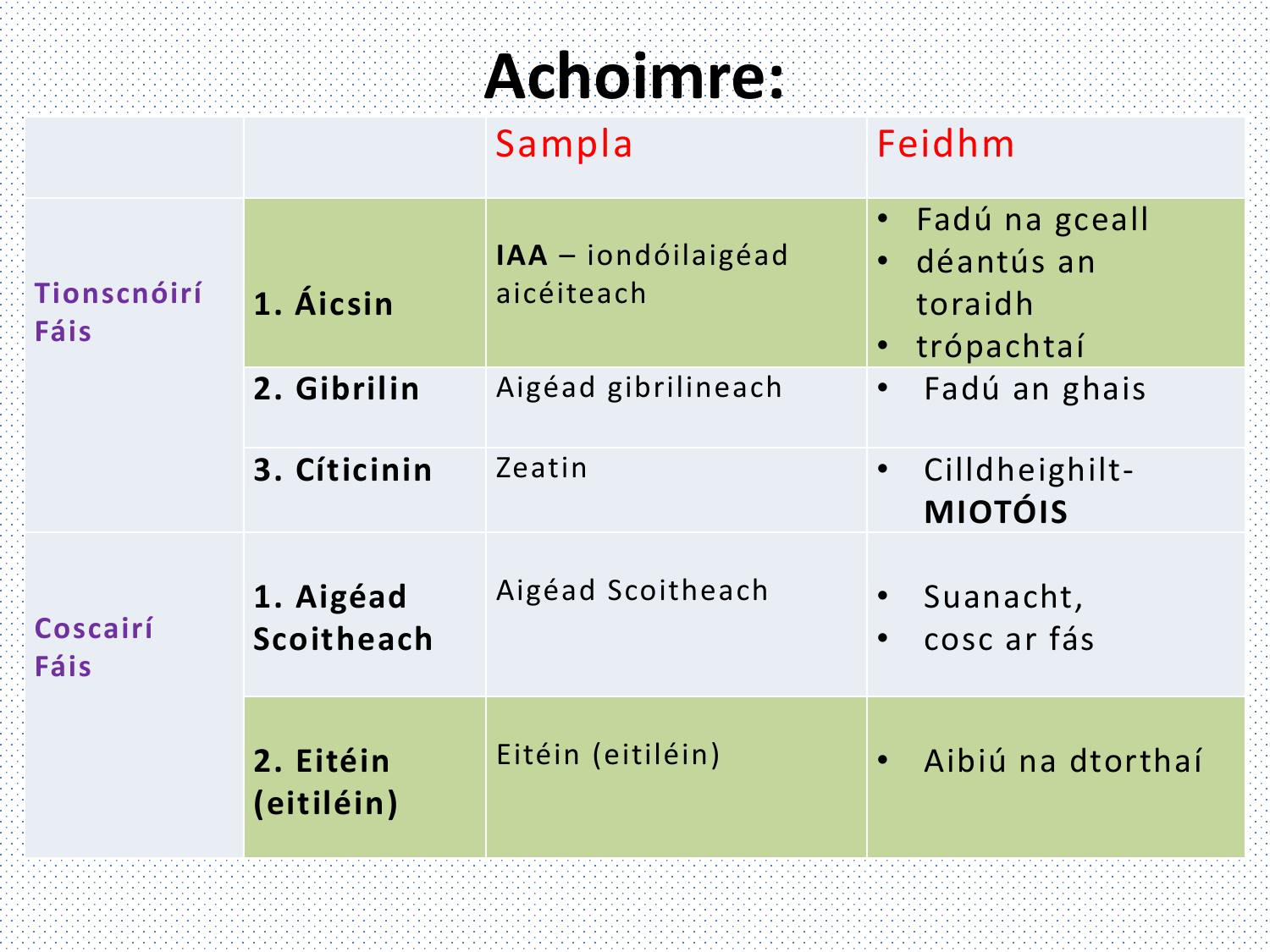# Achoimre:

| | | Sampla | Feidhm |
|---|---|---|---|
| Tionscnóirí Fáis | **1. Áicsin** | **IAA** – iondóilaigéad aicéiteach | • Fadú na gceall<br>• déantús an toraidh<br>• trópachtaí |
| | **2. Gibrilin** | Aigéad gibrilineach | • Fadú an ghais |
| | **3. Cíticinin** | Zeatin | • Cilldheighilt- **MIOTÓIS** |
| Coscairí Fáis | **1. Aigéad Scoitheach** | Aigéad Scoitheach | • Suanacht,<br>• cosc ar fás |
| | **2. Eitéin (eitiléin)** | Eitéin (eitiléin) | • Aibiú na dtorthaí |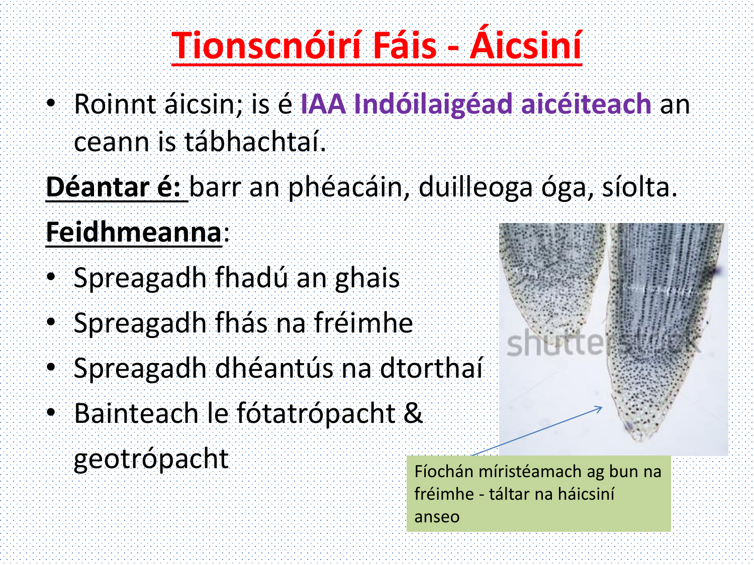# Tionscnóirí Fáis - Áicsiní

- Roinnt áicsin; is é **IAA Indóilaigéad aicéiteach** an ceann is tábhachtaí.

**Déantar é:** barr an phéacáin, duilleoga óga, síolta.

**Feidhmeanna**:

- Spreagadh fhadú an ghais
- Spreagadh fhás na fréimhe
- Spreagadh dhéantús na dtorthaí
- Bainteach le fótatrópacht & geotrópacht

Fíochán míristéamach ag bun na fréimhe - táltar na háicsiní anseo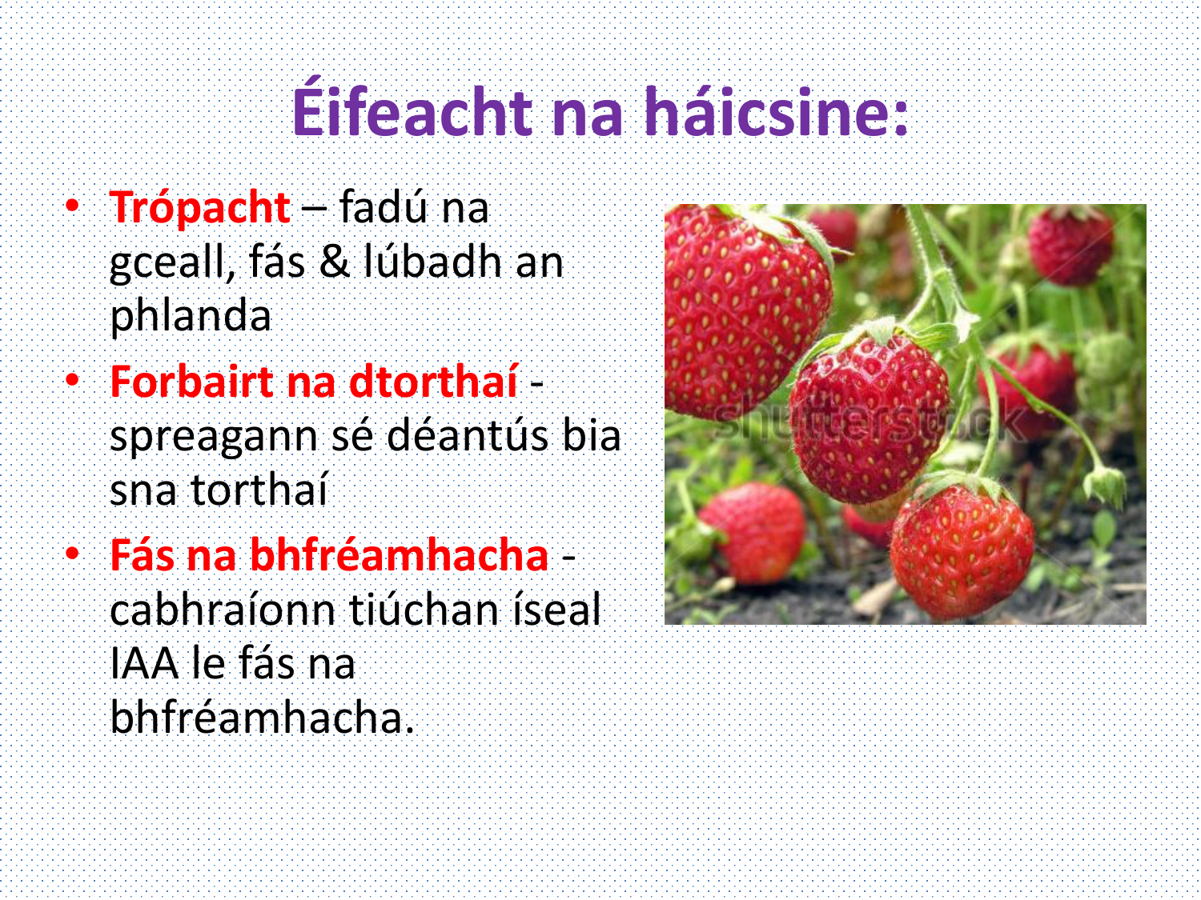# Éifeacht na háicsine:

- **Trópacht** – fadú na gceall, fás & lúbadh an phlanda
- **Forbairt na dtorthaí** - spreagann sé déantús bia sna torthaí
- **Fás na bhfréamhacha** - cabhraíonn tiúchan íseal IAA le fás na bhfréamhacha.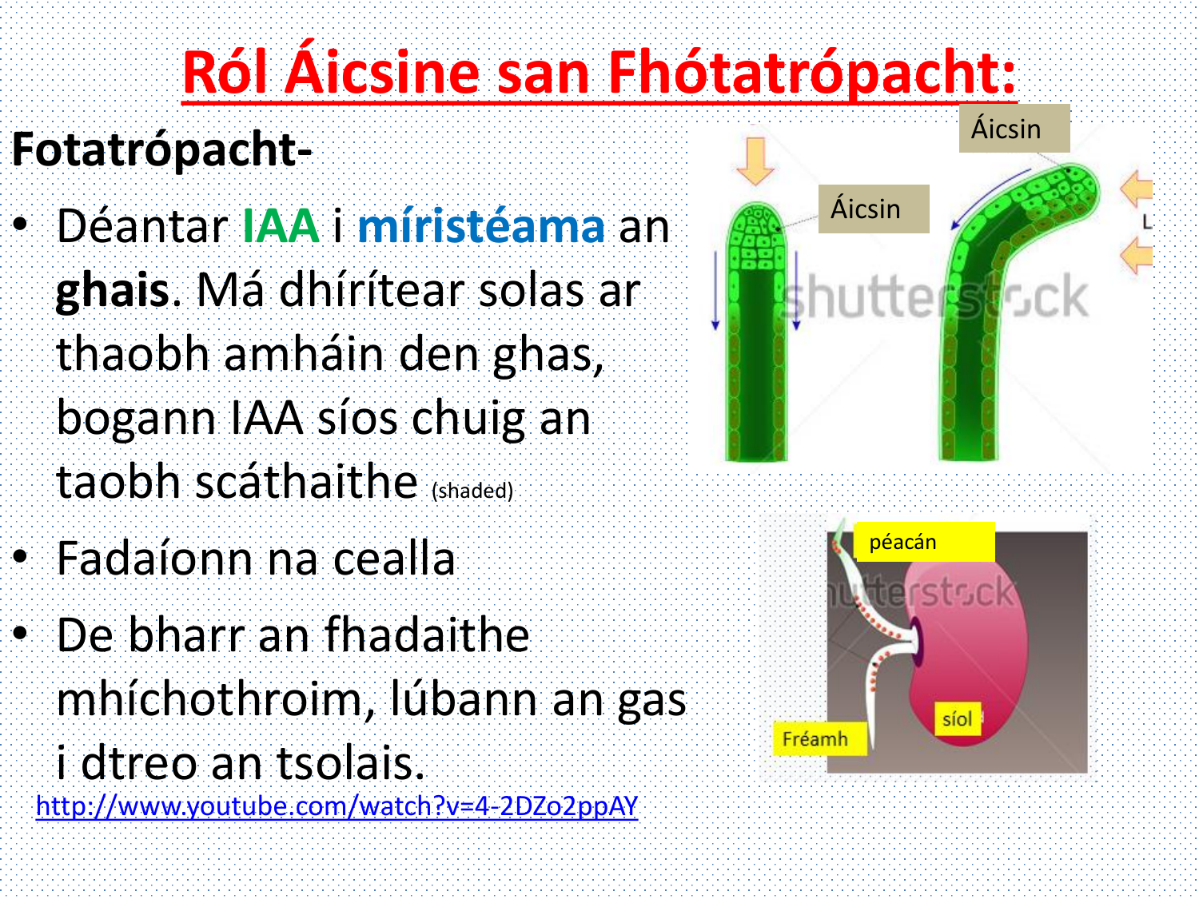# Ról Áicsine san Fhótatrópacht:

**Fotatrópacht-**

- Déantar **IAA** i **míristéama** an **ghais**. Má dhírítear solas ar thaobh amháin den ghas, bogann IAA síos chuig an taobh scáthaithe (shaded)
- Fadaíonn na cealla
- De bharr an fhadaithe mhíchothroim, lúbann an gas i dtreo an tsolais.

http://www.youtube.com/watch?v=4-2DZo2ppAY

Áicsin

Áicsin

péacán

síol

Fréamh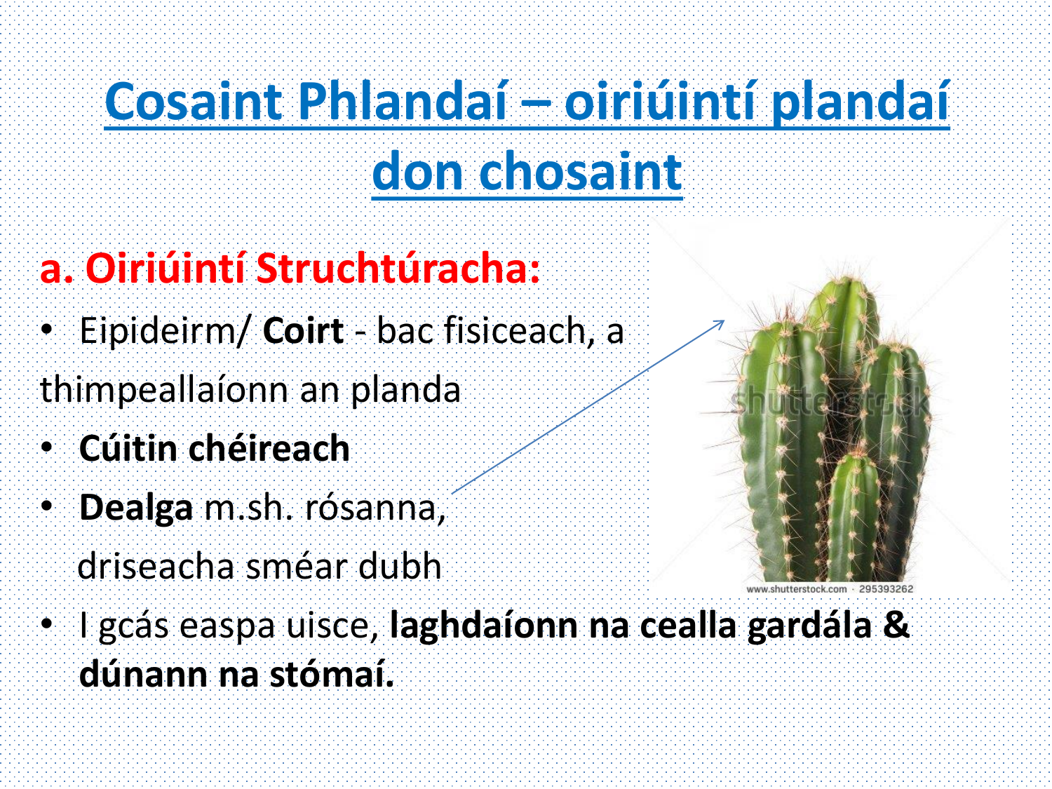# Cosaint Phlandaí – oiriúintí plandaí don chosaint

## a. Oiriúintí Struchtúracha:

- Eipideirm/ **Coirt** - bac fisiceach, a thimpeallaíonn an planda
- **Cúitin chéireach**
- **Dealga** m.sh. rósanna, driseacha sméar dubh
- I gcás easpa uisce, **laghdaíonn na cealla gardála & dúnann na stómaí.**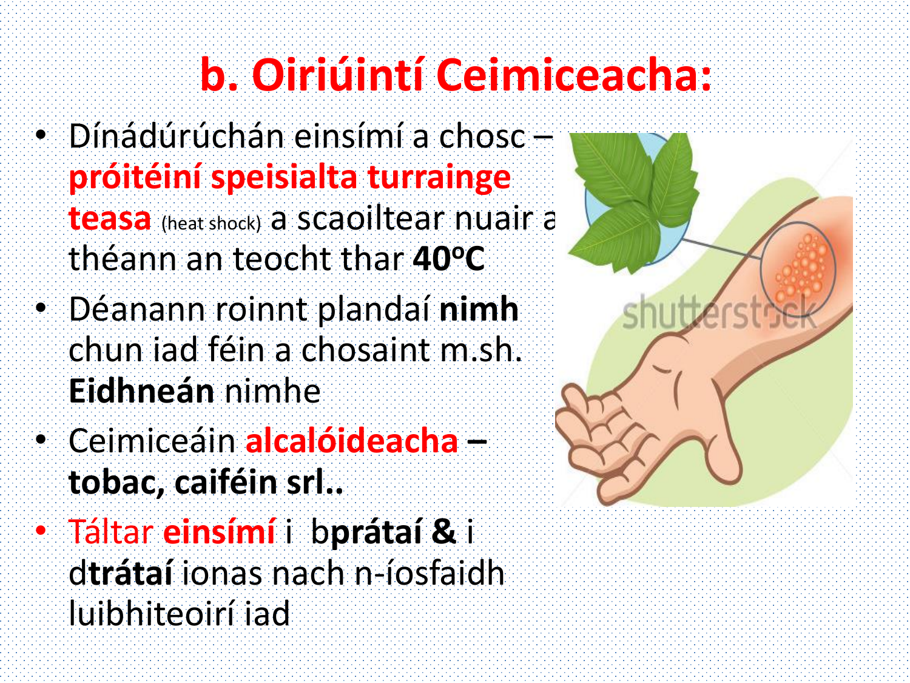# b. Oiriúintí Ceimiceacha:

- Dínádúrúchán einsímí a chosc – **próitéiní speisialta turrainge teasa** (heat shock) a scaoiltear nuair a théann an teocht thar **40ºC**
- Déanann roinnt plandaí **nimh** chun iad féin a chosaint m.sh. **Eidhneán** nimhe
- Ceimiceáin **alcalóideacha – tobac, caiféin srl..**
- Táltar **einsímí** i b**prátaí &** i d**trátaí** ionas nach n-íosfaidh luibhiteoirí iad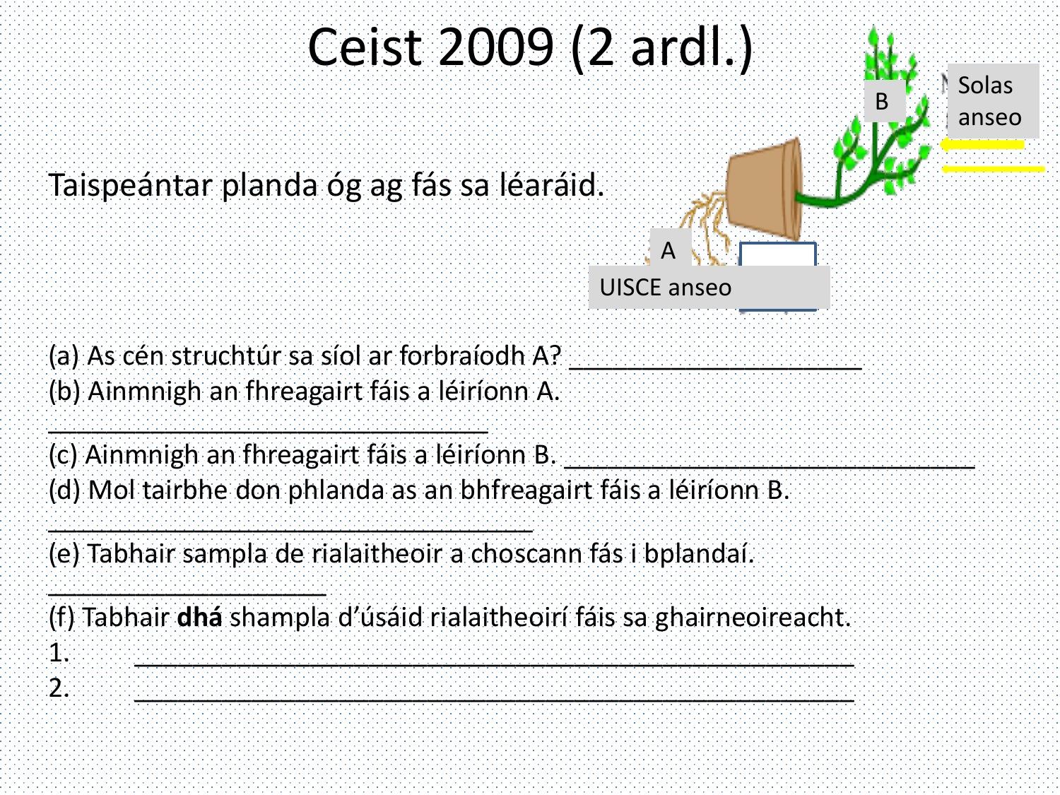# Ceist 2009 (2 ardl.)

Taispeántar planda óg ag fás sa léaráid.

B

Solas anseo

A

UISCE anseo

(a) As cén struchtúr sa síol ar forbraíodh A? ______________________

(b) Ainmnigh an fhreagairt fáis a léiríonn A.

__________________________________

(c) Ainmnigh an fhreagairt fáis a léiríonn B. ________________________________

(d) Mol tairbhe don phlanda as an bhfreagairt fáis a léiríonn B.

_____________________________________

(e) Tabhair sampla de rialaitheoir a choscann fás i bplandaí.

_____________________

(f) Tabhair **dhá** shampla d'úsáid rialaitheoirí fáis sa ghairneoireacht.

1. ________________________________________________________
2. ________________________________________________________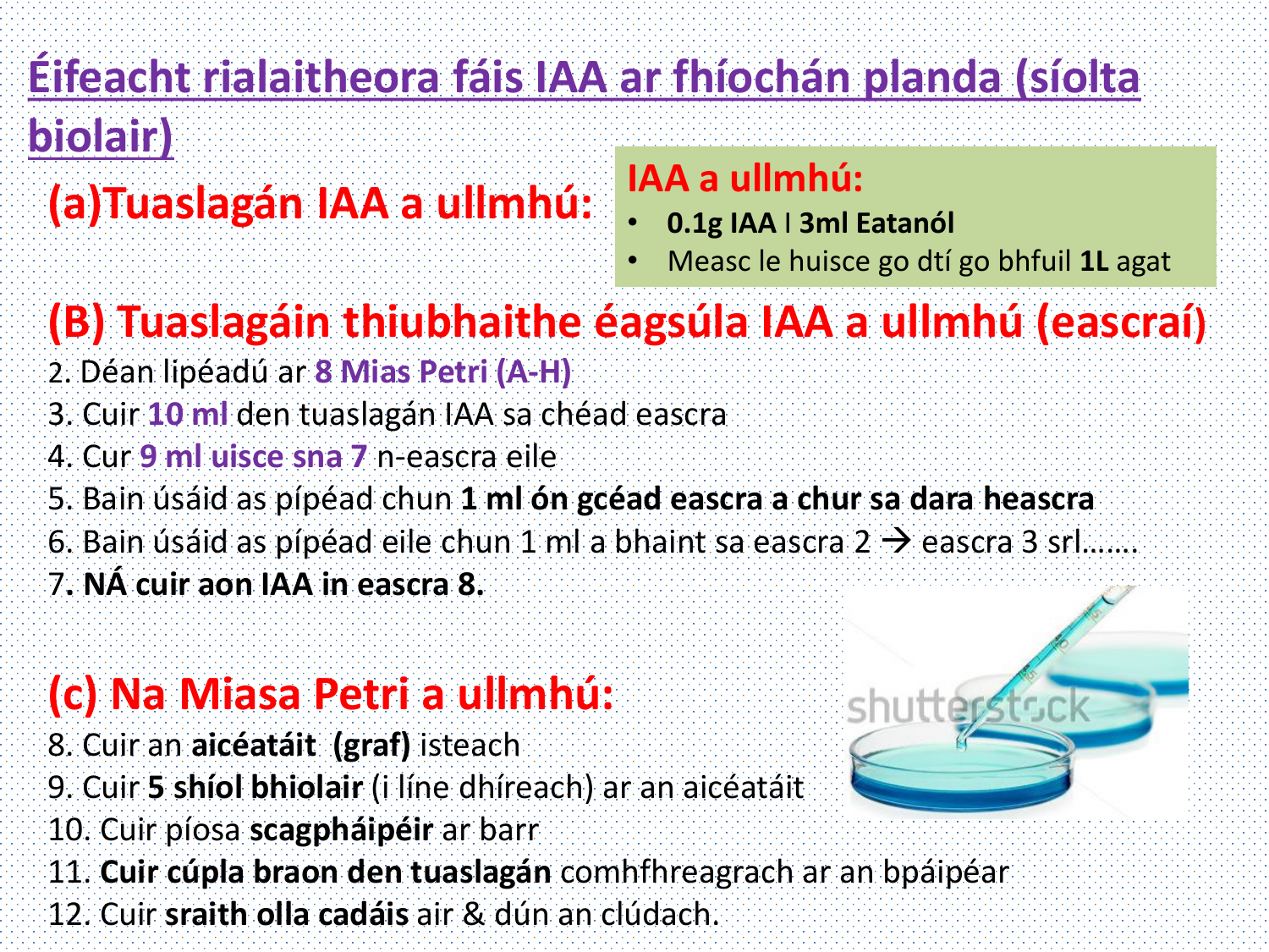# Éifeacht rialaitheora fáis IAA ar fhíochán planda (síolta biolair)

## (a)Tuaslagán IAA a ullmhú:

**IAA a ullmhú:**

- **0.1g IAA I 3ml Eatanól**
- Measc le huisce go dtí go bhfuil **1L** agat

## (B) Tuaslagáin thiubhaithe éagsúla IAA a ullmhú (eascraí)

2. Déan lipéadú ar **8 Mias Petri (A-H)**
3. Cuir **10 ml** den tuaslagán IAA sa chéad eascra
4. Cur **9 ml uisce sna 7** n-eascra eile
5. Bain úsáid as pípéad chun **1 ml ón gcéad eascra a chur sa dara heascra**
6. Bain úsáid as pípéad eile chun 1 ml a bhaint sa eascra 2 → eascra 3 srl…….
7. **NÁ cuir aon IAA in eascra 8.**

## (c) Na Miasa Petri a ullmhú:

8. Cuir an **aicéatáit (graf)** isteach
9. Cuir **5 shíol bhiolair** (i líne dhíreach) ar an aicéatáit
10. Cuir píosa **scagpháipéir** ar barr
11. **Cuir cúpla braon den tuaslagán** comhfhreagrach ar an bpáipéar
12. Cuir **sraith olla cadáis** air & dún an clúdach.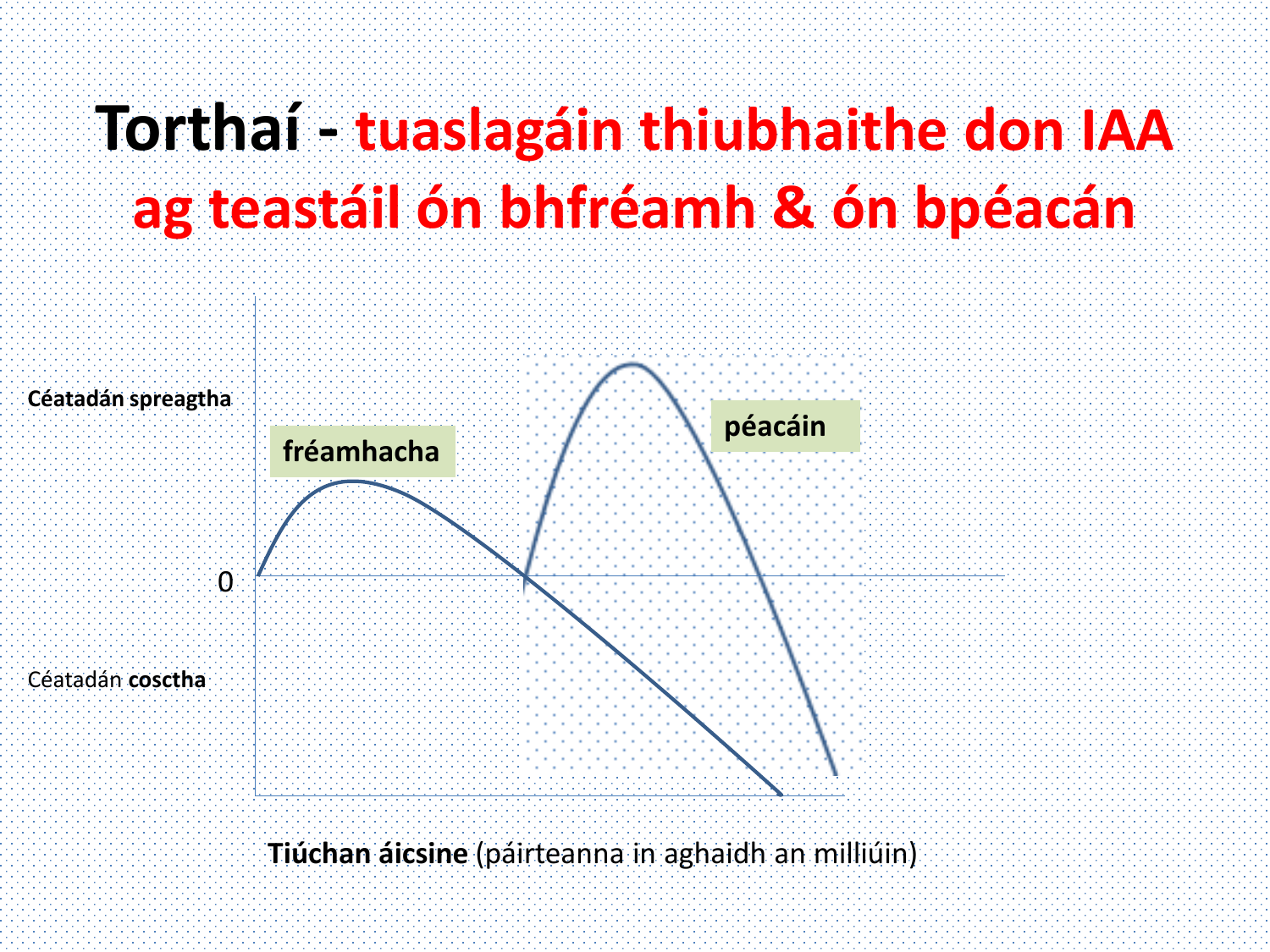# Torthaí - tuaslagáin thiubhaithe don IAA ag teastáil ón bhfréamh & ón bpéacán

Céatadán spreagtha

0

Céatadán **cosctha**

fréamhacha

péacáin

**Tiúchan áicsine** (páirteanna in aghaidh an milliúin)